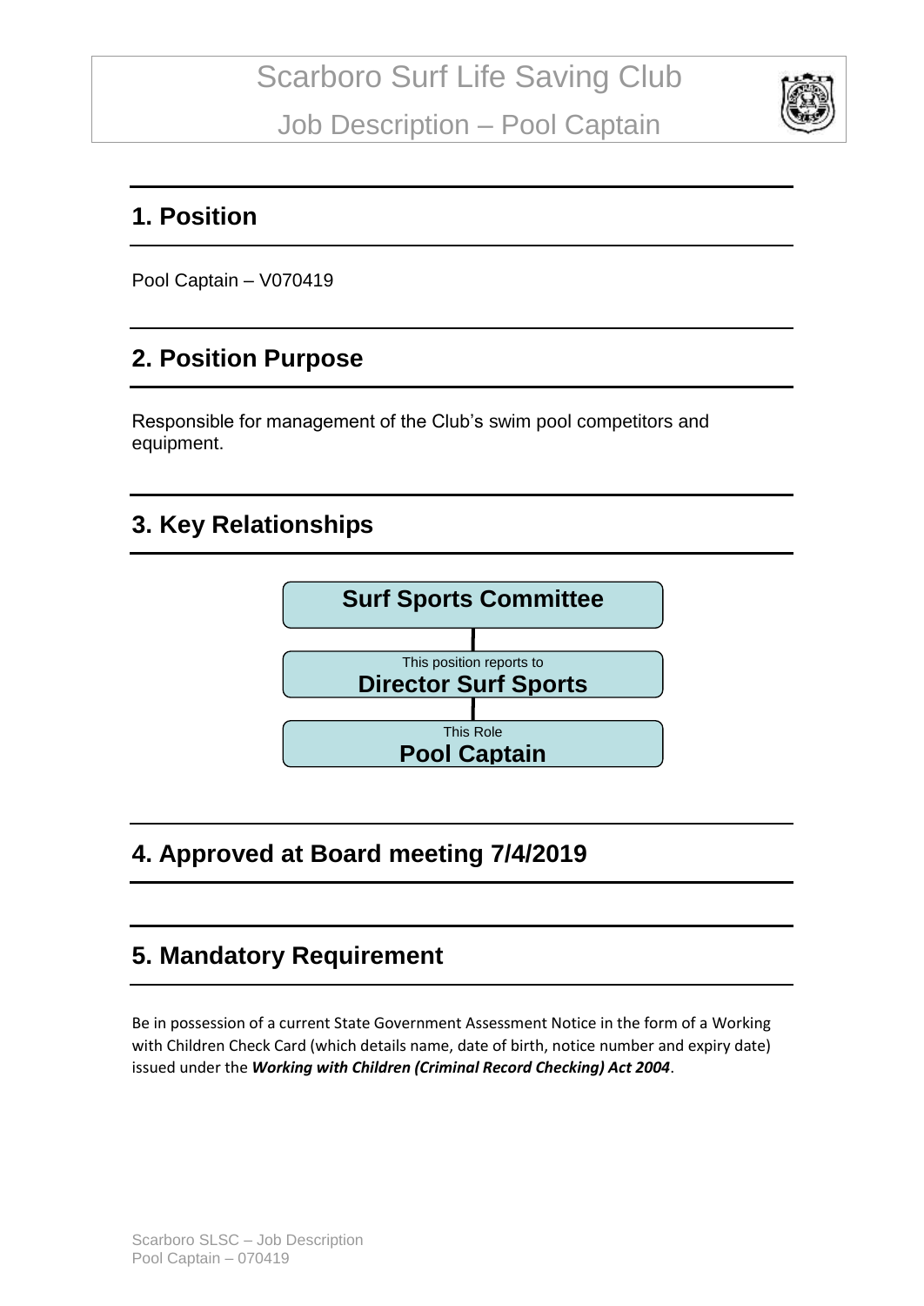# Scarboro Surf Life Saving Club

Job Description – Pool Captain

## 1. Position

Pool Captain – V070419

## 2. Position Purpose

Responsible for management of the Club's swim pool competitors and equipment.

## 3. Key Relationships

**Surf Sports Committee**

This position reports to
**Director Surf Sports**

This Role
**Pool Captain**

## 4. Approved at Board meeting 7/4/2019

## 5. Mandatory Requirement

Be in possession of a current State Government Assessment Notice in the form of a Working with Children Check Card (which details name, date of birth, notice number and expiry date) issued under the ***Working with Children (Criminal Record Checking) Act 2004***.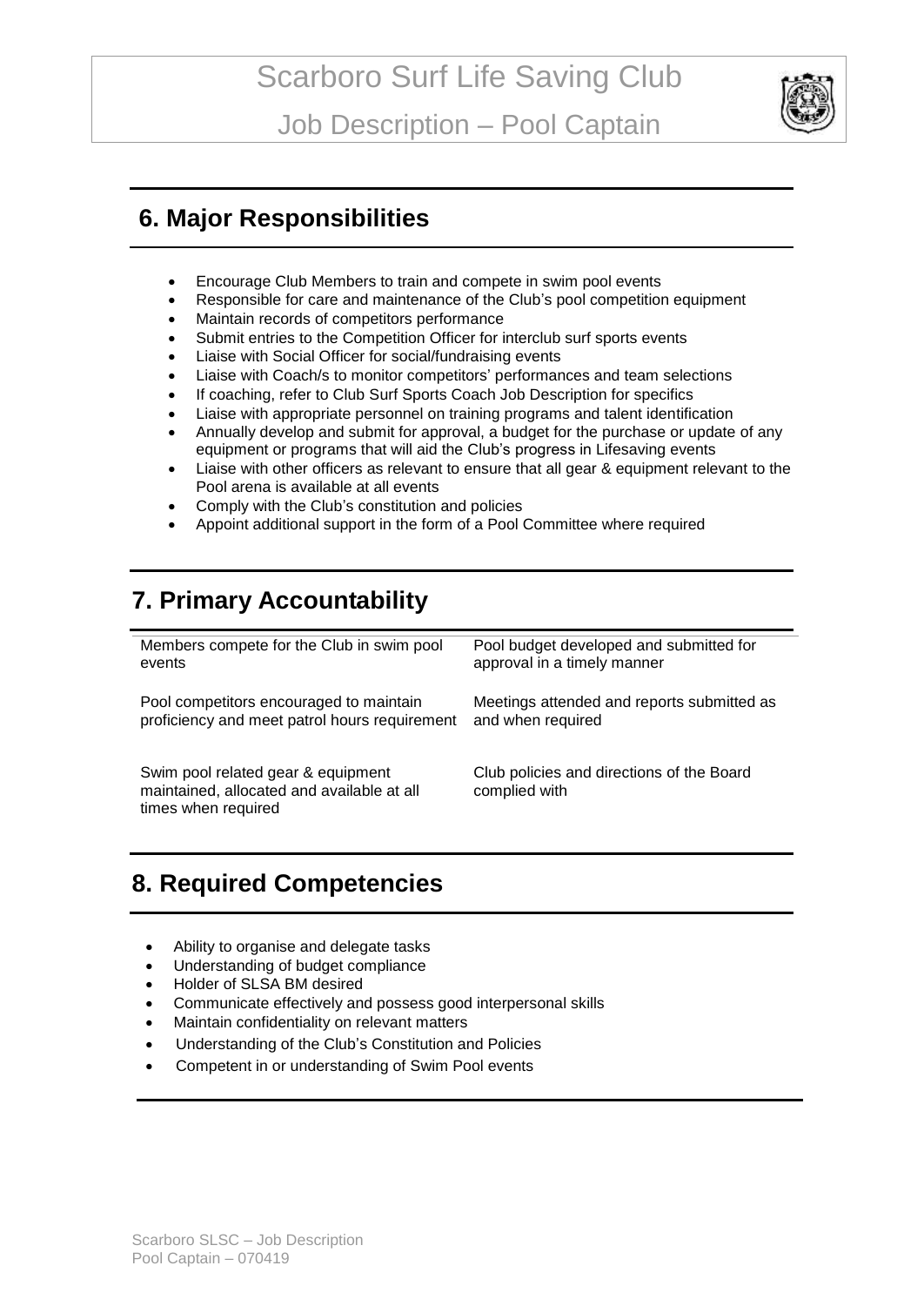## 6. Major Responsibilities

- Encourage Club Members to train and compete in swim pool events
- Responsible for care and maintenance of the Club's pool competition equipment
- Maintain records of competitors performance
- Submit entries to the Competition Officer for interclub surf sports events
- Liaise with Social Officer for social/fundraising events
- Liaise with Coach/s to monitor competitors' performances and team selections
- If coaching, refer to Club Surf Sports Coach Job Description for specifics
- Liaise with appropriate personnel on training programs and talent identification
- Annually develop and submit for approval, a budget for the purchase or update of any equipment or programs that will aid the Club's progress in Lifesaving events
- Liaise with other officers as relevant to ensure that all gear & equipment relevant to the Pool arena is available at all events
- Comply with the Club's constitution and policies
- Appoint additional support in the form of a Pool Committee where required

## 7. Primary Accountability

| | |
|---|---|
| Members compete for the Club in swim pool events | Pool budget developed and submitted for approval in a timely manner |
| Pool competitors encouraged to maintain proficiency and meet patrol hours requirement | Meetings attended and reports submitted as and when required |
| Swim pool related gear & equipment maintained, allocated and available at all times when required | Club policies and directions of the Board complied with |

## 8. Required Competencies

- Ability to organise and delegate tasks
- Understanding of budget compliance
- Holder of SLSA BM desired
- Communicate effectively and possess good interpersonal skills
- Maintain confidentiality on relevant matters
- Understanding of the Club's Constitution and Policies
- Competent in or understanding of Swim Pool events